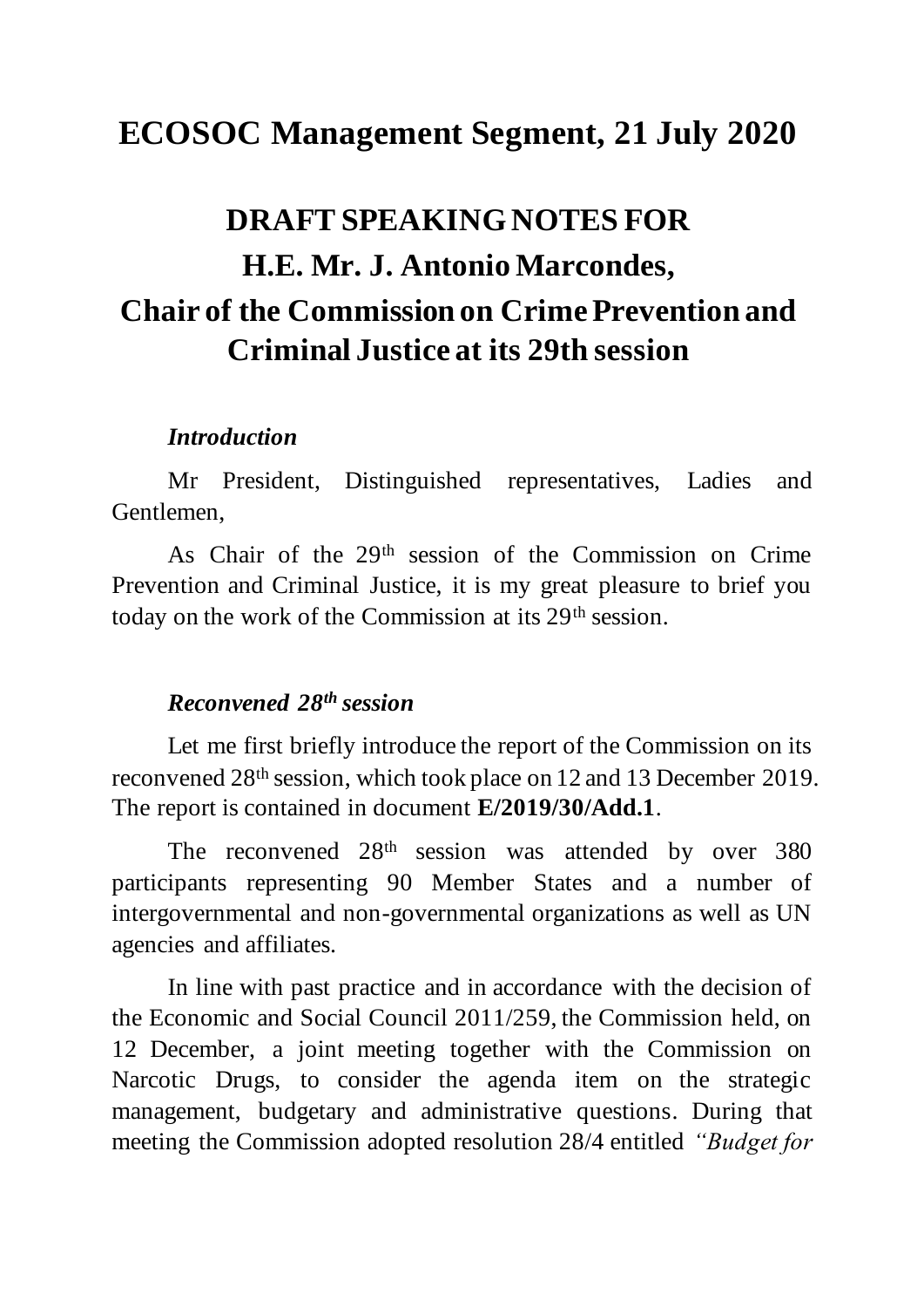# ECOSOC Management Segment, 21 July 2020

## DRAFT SPEAKING NOTES FOR
## H.E. Mr. J. Antonio Marcondes,
## Chair of the Commission on Crime Prevention and Criminal Justice at its 29th session

### *Introduction*

Mr President, Distinguished representatives, Ladies and Gentlemen,

As Chair of the 29th session of the Commission on Crime Prevention and Criminal Justice, it is my great pleasure to brief you today on the work of the Commission at its 29th session.

### *Reconvened 28th session*

Let me first briefly introduce the report of the Commission on its reconvened 28th session, which took place on 12 and 13 December 2019. The report is contained in document **E/2019/30/Add.1**.

The reconvened 28th session was attended by over 380 participants representing 90 Member States and a number of intergovernmental and non-governmental organizations as well as UN agencies and affiliates.

In line with past practice and in accordance with the decision of the Economic and Social Council 2011/259, the Commission held, on 12 December, a joint meeting together with the Commission on Narcotic Drugs, to consider the agenda item on the strategic management, budgetary and administrative questions. During that meeting the Commission adopted resolution 28/4 entitled *"Budget for*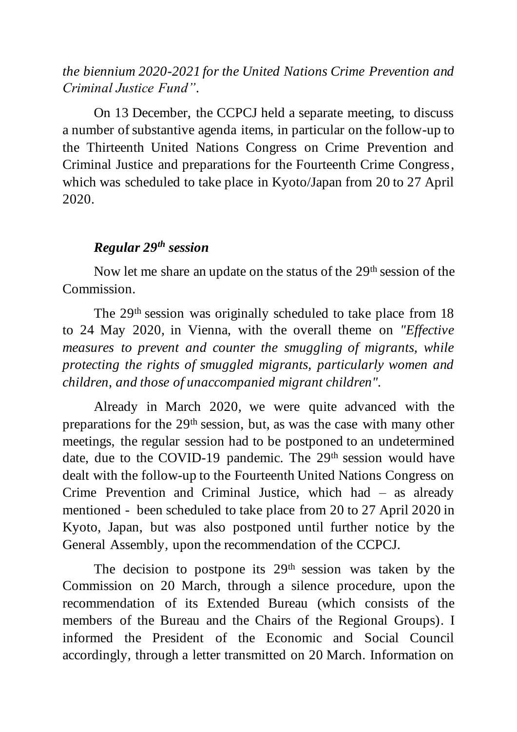*the biennium 2020-2021 for the United Nations Crime Prevention and Criminal Justice Fund".*

On 13 December, the CCPCJ held a separate meeting, to discuss a number of substantive agenda items, in particular on the follow-up to the Thirteenth United Nations Congress on Crime Prevention and Criminal Justice and preparations for the Fourteenth Crime Congress, which was scheduled to take place in Kyoto/Japan from 20 to 27 April 2020.

### *Regular 29th session*

Now let me share an update on the status of the 29th session of the Commission.

The 29th session was originally scheduled to take place from 18 to 24 May 2020, in Vienna, with the overall theme on *"Effective measures to prevent and counter the smuggling of migrants, while protecting the rights of smuggled migrants, particularly women and children, and those of unaccompanied migrant children".*

Already in March 2020, we were quite advanced with the preparations for the 29th session, but, as was the case with many other meetings, the regular session had to be postponed to an undetermined date, due to the COVID-19 pandemic. The 29th session would have dealt with the follow-up to the Fourteenth United Nations Congress on Crime Prevention and Criminal Justice, which had – as already mentioned - been scheduled to take place from 20 to 27 April 2020 in Kyoto, Japan, but was also postponed until further notice by the General Assembly, upon the recommendation of the CCPCJ.

The decision to postpone its 29th session was taken by the Commission on 20 March, through a silence procedure, upon the recommendation of its Extended Bureau (which consists of the members of the Bureau and the Chairs of the Regional Groups). I informed the President of the Economic and Social Council accordingly, through a letter transmitted on 20 March. Information on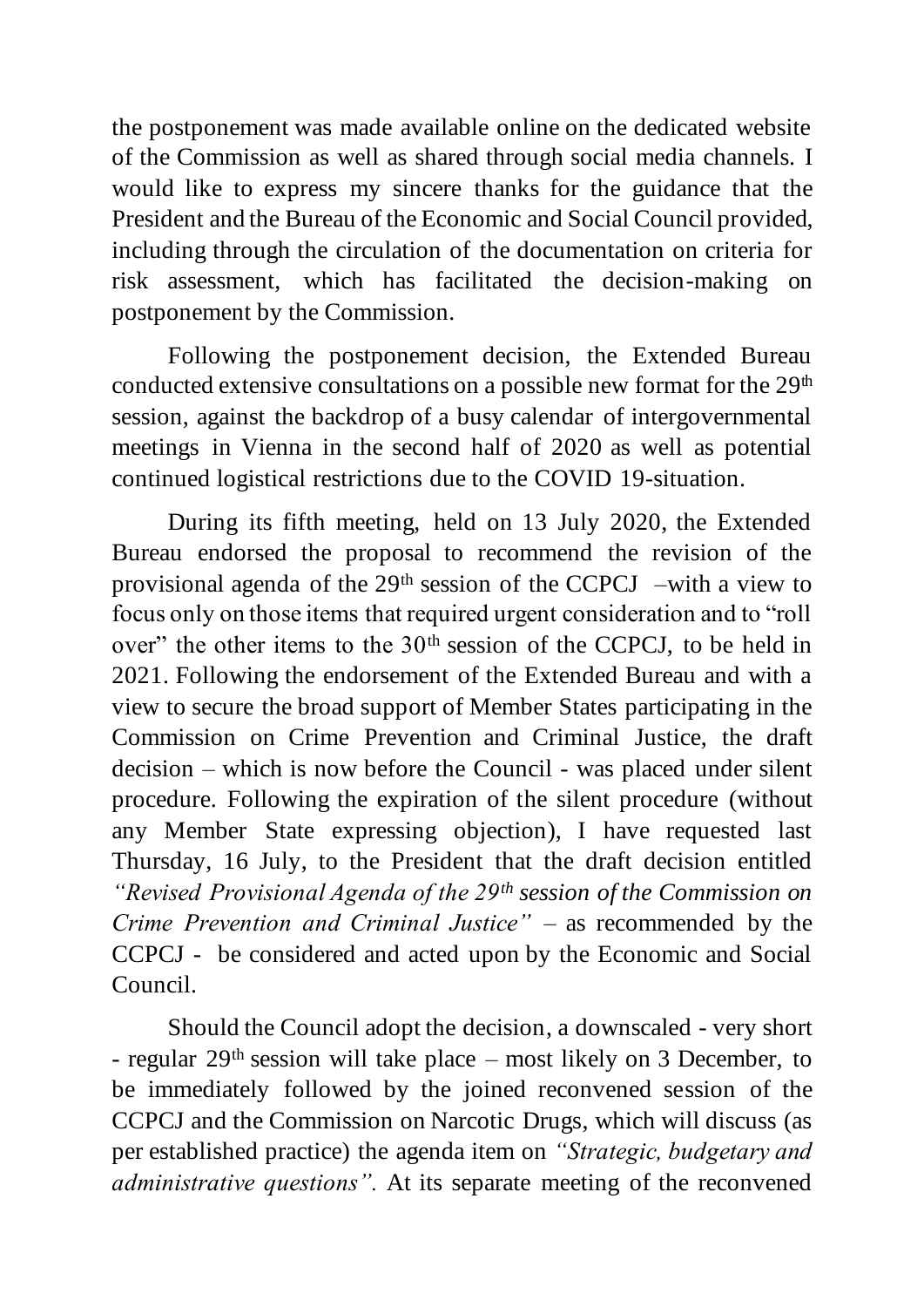the postponement was made available online on the dedicated website of the Commission as well as shared through social media channels. I would like to express my sincere thanks for the guidance that the President and the Bureau of the Economic and Social Council provided, including through the circulation of the documentation on criteria for risk assessment, which has facilitated the decision-making on postponement by the Commission.

Following the postponement decision, the Extended Bureau conducted extensive consultations on a possible new format for the 29th session, against the backdrop of a busy calendar of intergovernmental meetings in Vienna in the second half of 2020 as well as potential continued logistical restrictions due to the COVID 19-situation.

During its fifth meeting, held on 13 July 2020, the Extended Bureau endorsed the proposal to recommend the revision of the provisional agenda of the 29th session of the CCPCJ –with a view to focus only on those items that required urgent consideration and to "roll over" the other items to the 30th session of the CCPCJ, to be held in 2021. Following the endorsement of the Extended Bureau and with a view to secure the broad support of Member States participating in the Commission on Crime Prevention and Criminal Justice, the draft decision – which is now before the Council - was placed under silent procedure. Following the expiration of the silent procedure (without any Member State expressing objection), I have requested last Thursday, 16 July, to the President that the draft decision entitled *"Revised Provisional Agenda of the 29th session of the Commission on Crime Prevention and Criminal Justice"* – as recommended by the CCPCJ - be considered and acted upon by the Economic and Social Council.

Should the Council adopt the decision, a downscaled - very short - regular 29th session will take place – most likely on 3 December, to be immediately followed by the joined reconvened session of the CCPCJ and the Commission on Narcotic Drugs, which will discuss (as per established practice) the agenda item on *"Strategic, budgetary and administrative questions".* At its separate meeting of the reconvened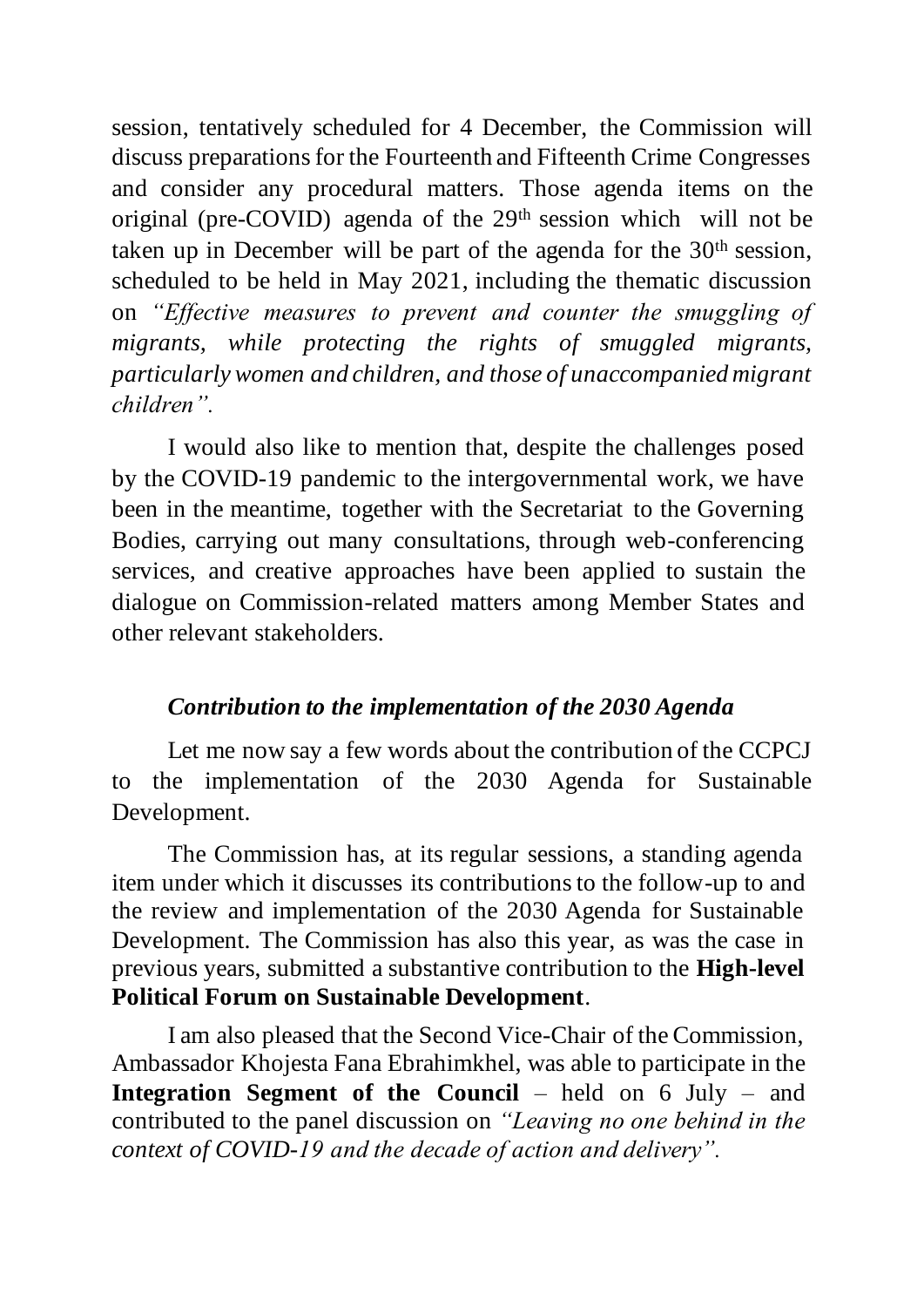session, tentatively scheduled for 4 December, the Commission will discuss preparations for the Fourteenth and Fifteenth Crime Congresses and consider any procedural matters. Those agenda items on the original (pre-COVID) agenda of the 29th session which will not be taken up in December will be part of the agenda for the 30th session, scheduled to be held in May 2021, including the thematic discussion on *"Effective measures to prevent and counter the smuggling of migrants, while protecting the rights of smuggled migrants, particularly women and children, and those of unaccompanied migrant children".*

I would also like to mention that, despite the challenges posed by the COVID-19 pandemic to the intergovernmental work, we have been in the meantime, together with the Secretariat to the Governing Bodies, carrying out many consultations, through web-conferencing services, and creative approaches have been applied to sustain the dialogue on Commission-related matters among Member States and other relevant stakeholders.

***Contribution to the implementation of the 2030 Agenda***

Let me now say a few words about the contribution of the CCPCJ to the implementation of the 2030 Agenda for Sustainable Development.

The Commission has, at its regular sessions, a standing agenda item under which it discusses its contributions to the follow-up to and the review and implementation of the 2030 Agenda for Sustainable Development. The Commission has also this year, as was the case in previous years, submitted a substantive contribution to the **High-level Political Forum on Sustainable Development**.

I am also pleased that the Second Vice-Chair of the Commission, Ambassador Khojesta Fana Ebrahimkhel, was able to participate in the **Integration Segment of the Council** – held on 6 July – and contributed to the panel discussion on *"Leaving no one behind in the context of COVID-19 and the decade of action and delivery".*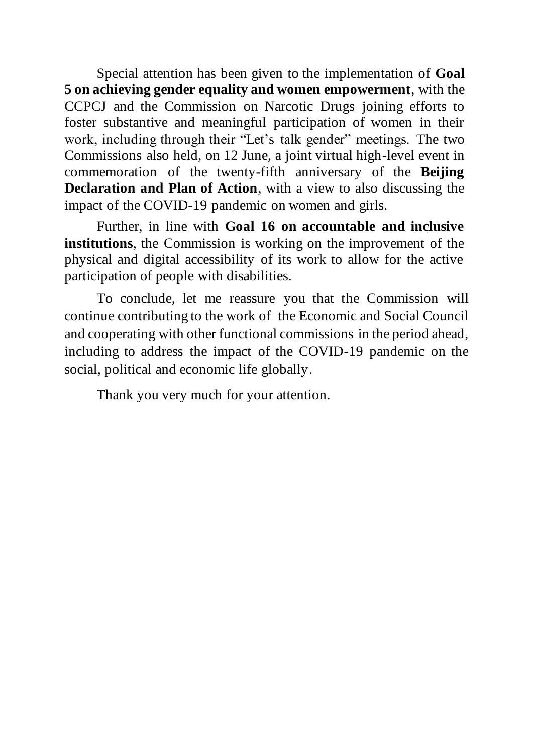Special attention has been given to the implementation of **Goal 5 on achieving gender equality and women empowerment**, with the CCPCJ and the Commission on Narcotic Drugs joining efforts to foster substantive and meaningful participation of women in their work, including through their "Let's talk gender" meetings. The two Commissions also held, on 12 June, a joint virtual high-level event in commemoration of the twenty-fifth anniversary of the **Beijing Declaration and Plan of Action**, with a view to also discussing the impact of the COVID-19 pandemic on women and girls.

Further, in line with **Goal 16 on accountable and inclusive institutions**, the Commission is working on the improvement of the physical and digital accessibility of its work to allow for the active participation of people with disabilities.

To conclude, let me reassure you that the Commission will continue contributing to the work of the Economic and Social Council and cooperating with other functional commissions in the period ahead, including to address the impact of the COVID-19 pandemic on the social, political and economic life globally.

Thank you very much for your attention.